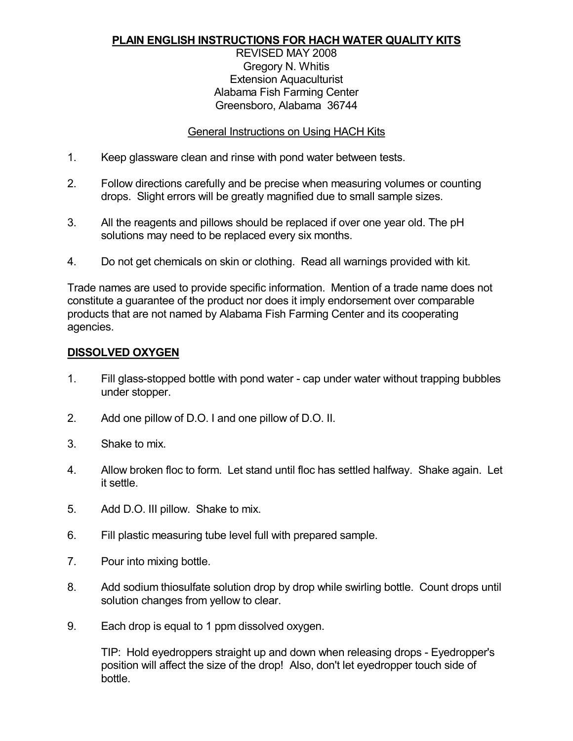# PLAIN ENGLISH INSTRUCTIONS FOR HACH WATER QUALITY KITS

REVISED MAY 2008
Gregory N. Whitis
Extension Aquaculturist
Alabama Fish Farming Center
Greensboro, Alabama 36744

## General Instructions on Using HACH Kits

1. Keep glassware clean and rinse with pond water between tests.
2. Follow directions carefully and be precise when measuring volumes or counting drops. Slight errors will be greatly magnified due to small sample sizes.
3. All the reagents and pillows should be replaced if over one year old. The pH solutions may need to be replaced every six months.
4. Do not get chemicals on skin or clothing. Read all warnings provided with kit.

Trade names are used to provide specific information. Mention of a trade name does not constitute a guarantee of the product nor does it imply endorsement over comparable products that are not named by Alabama Fish Farming Center and its cooperating agencies.

## DISSOLVED OXYGEN

1. Fill glass-stopped bottle with pond water - cap under water without trapping bubbles under stopper.
2. Add one pillow of D.O. I and one pillow of D.O. II.
3. Shake to mix.
4. Allow broken floc to form. Let stand until floc has settled halfway. Shake again. Let it settle.
5. Add D.O. III pillow. Shake to mix.
6. Fill plastic measuring tube level full with prepared sample.
7. Pour into mixing bottle.
8. Add sodium thiosulfate solution drop by drop while swirling bottle. Count drops until solution changes from yellow to clear.
9. Each drop is equal to 1 ppm dissolved oxygen.

   TIP: Hold eyedroppers straight up and down when releasing drops - Eyedropper's position will affect the size of the drop! Also, don't let eyedropper touch side of bottle.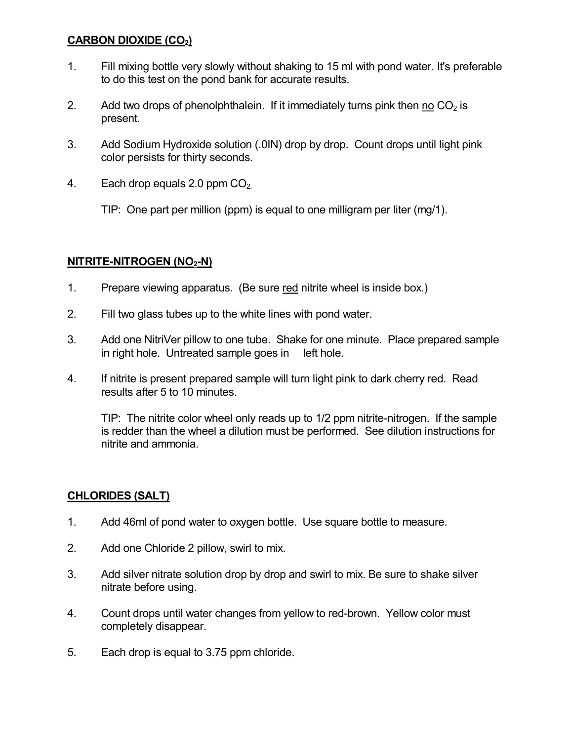## **CARBON DIOXIDE ($CO_2$)**

1. Fill mixing bottle very slowly without shaking to 15 ml with pond water. It's preferable to do this test on the pond bank for accurate results.

2. Add two drops of phenolphthalein. If it immediately turns pink then <u>no</u> $CO_2$ is present.

3. Add Sodium Hydroxide solution (.0IN) drop by drop. Count drops until light pink color persists for thirty seconds.

4. Each drop equals 2.0 ppm $CO_2$.

   TIP: One part per million (ppm) is equal to one milligram per liter (mg/1).

## **NITRITE-NITROGEN ($NO_2$-N)**

1. Prepare viewing apparatus. (Be sure <u>red</u> nitrite wheel is inside box.)

2. Fill two glass tubes up to the white lines with pond water.

3. Add one NitriVer pillow to one tube. Shake for one minute. Place prepared sample in right hole. Untreated sample goes in left hole.

4. If nitrite is present prepared sample will turn light pink to dark cherry red. Read results after 5 to 10 minutes.

   TIP: The nitrite color wheel only reads up to 1/2 ppm nitrite-nitrogen. If the sample is redder than the wheel a dilution must be performed. See dilution instructions for nitrite and ammonia.

## **CHLORIDES (SALT)**

1. Add 46ml of pond water to oxygen bottle. Use square bottle to measure.

2. Add one Chloride 2 pillow, swirl to mix.

3. Add silver nitrate solution drop by drop and swirl to mix. Be sure to shake silver nitrate before using.

4. Count drops until water changes from yellow to red-brown. Yellow color must completely disappear.

5. Each drop is equal to 3.75 ppm chloride.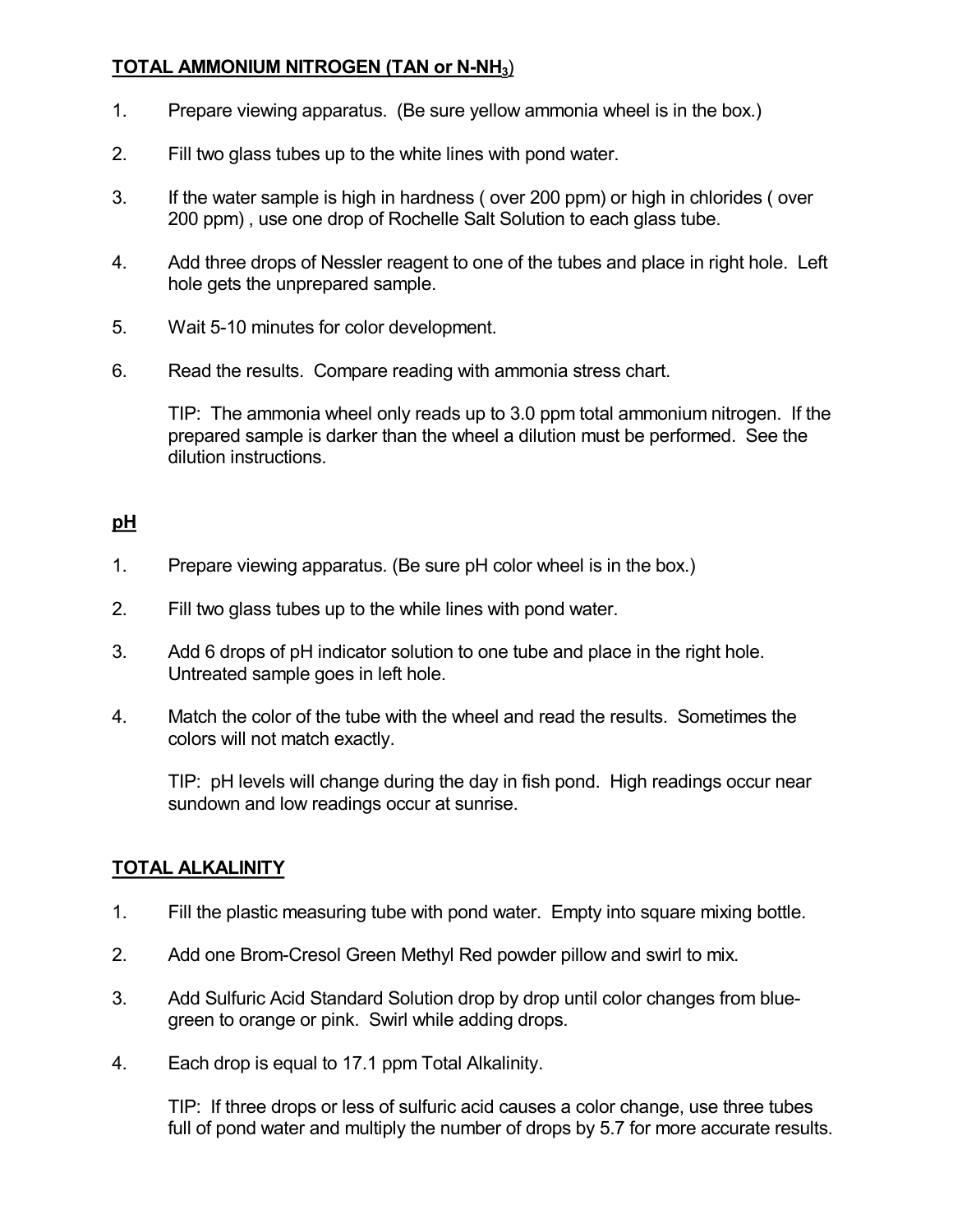## TOTAL AMMONIUM NITROGEN (TAN or N-$NH_3$)

1. Prepare viewing apparatus. (Be sure yellow ammonia wheel is in the box.)

2. Fill two glass tubes up to the white lines with pond water.

3. If the water sample is high in hardness ( over 200 ppm) or high in chlorides ( over 200 ppm) , use one drop of Rochelle Salt Solution to each glass tube.

4. Add three drops of Nessler reagent to one of the tubes and place in right hole. Left hole gets the unprepared sample.

5. Wait 5-10 minutes for color development.

6. Read the results. Compare reading with ammonia stress chart.

   TIP: The ammonia wheel only reads up to 3.0 ppm total ammonium nitrogen. If the prepared sample is darker than the wheel a dilution must be performed. See the dilution instructions.

## pH

1. Prepare viewing apparatus. (Be sure pH color wheel is in the box.)

2. Fill two glass tubes up to the while lines with pond water.

3. Add 6 drops of pH indicator solution to one tube and place in the right hole. Untreated sample goes in left hole.

4. Match the color of the tube with the wheel and read the results. Sometimes the colors will not match exactly.

   TIP: pH levels will change during the day in fish pond. High readings occur near sundown and low readings occur at sunrise.

## TOTAL ALKALINITY

1. Fill the plastic measuring tube with pond water. Empty into square mixing bottle.

2. Add one Brom-Cresol Green Methyl Red powder pillow and swirl to mix.

3. Add Sulfuric Acid Standard Solution drop by drop until color changes from blue-green to orange or pink. Swirl while adding drops.

4. Each drop is equal to 17.1 ppm Total Alkalinity.

   TIP: If three drops or less of sulfuric acid causes a color change, use three tubes full of pond water and multiply the number of drops by 5.7 for more accurate results.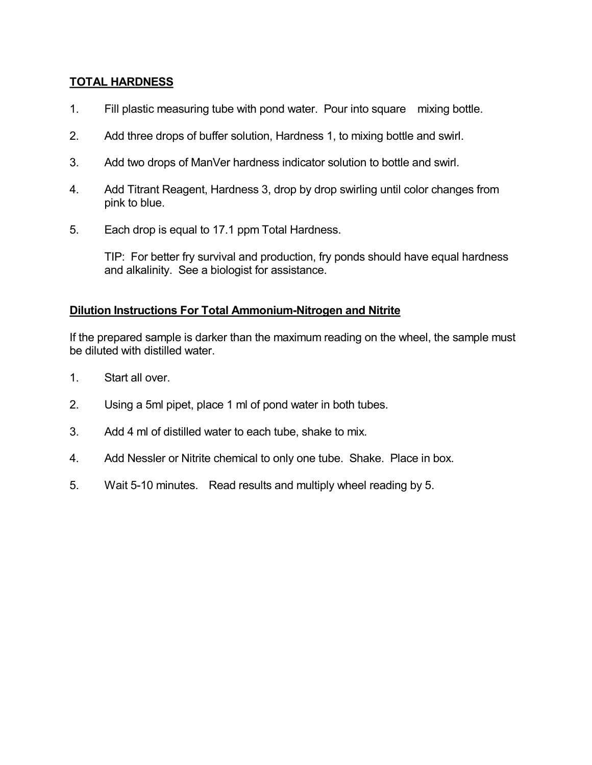## **TOTAL HARDNESS**

1. Fill plastic measuring tube with pond water. Pour into square mixing bottle.
2. Add three drops of buffer solution, Hardness 1, to mixing bottle and swirl.
3. Add two drops of ManVer hardness indicator solution to bottle and swirl.
4. Add Titrant Reagent, Hardness 3, drop by drop swirling until color changes from pink to blue.
5. Each drop is equal to 17.1 ppm Total Hardness.

   TIP: For better fry survival and production, fry ponds should have equal hardness and alkalinity. See a biologist for assistance.

## **Dilution Instructions For Total Ammonium-Nitrogen and Nitrite**

If the prepared sample is darker than the maximum reading on the wheel, the sample must be diluted with distilled water.

1. Start all over.
2. Using a 5ml pipet, place 1 ml of pond water in both tubes.
3. Add 4 ml of distilled water to each tube, shake to mix.
4. Add Nessler or Nitrite chemical to only one tube. Shake. Place in box.
5. Wait 5-10 minutes. Read results and multiply wheel reading by 5.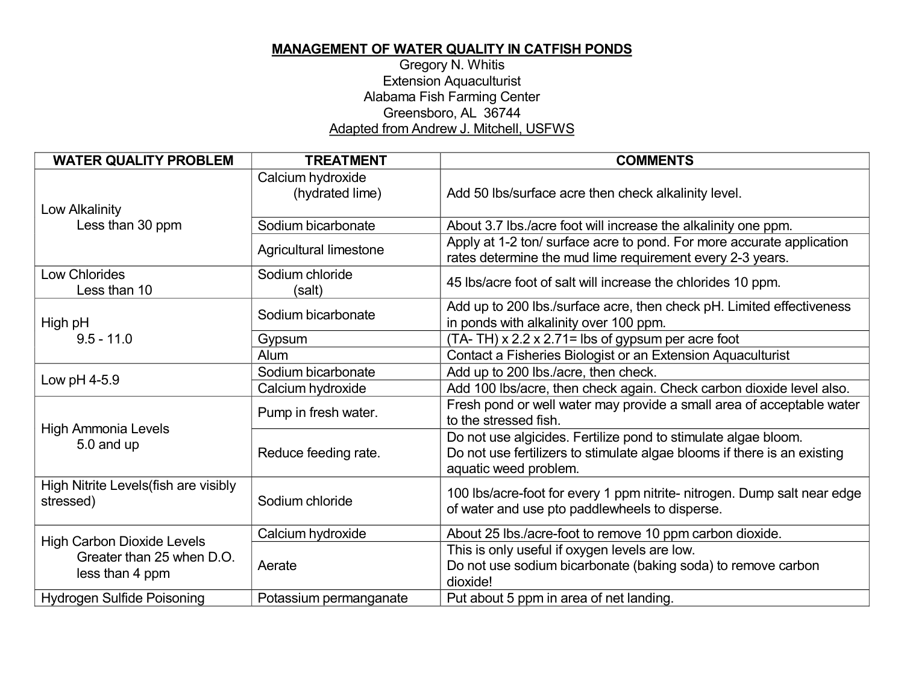# MANAGEMENT OF WATER QUALITY IN CATFISH PONDS

Gregory N. Whitis
Extension Aquaculturist
Alabama Fish Farming Center
Greensboro, AL 36744
Adapted from Andrew J. Mitchell, USFWS

| WATER QUALITY PROBLEM | TREATMENT | COMMENTS |
|---|---|---|
| Low Alkalinity<br>Less than 30 ppm | Calcium hydroxide (hydrated lime) | Add 50 lbs/surface acre then check alkalinity level. |
| | Sodium bicarbonate | About 3.7 lbs./acre foot will increase the alkalinity one ppm. |
| | Agricultural limestone | Apply at 1-2 ton/ surface acre to pond. For more accurate application rates determine the mud lime requirement every 2-3 years. |
| Low Chlorides<br>Less than 10 | Sodium chloride (salt) | 45 lbs/acre foot of salt will increase the chlorides 10 ppm. |
| High pH<br>9.5 - 11.0 | Sodium bicarbonate | Add up to 200 lbs./surface acre, then check pH. Limited effectiveness in ponds with alkalinity over 100 ppm. |
| | Gypsum | (TA- TH) x 2.2 x 2.71= lbs of gypsum per acre foot |
| | Alum | Contact a Fisheries Biologist or an Extension Aquaculturist |
| Low pH 4-5.9 | Sodium bicarbonate | Add up to 200 lbs./acre, then check. |
| | Calcium hydroxide | Add 100 lbs/acre, then check again. Check carbon dioxide level also. |
| High Ammonia Levels<br>5.0 and up | Pump in fresh water. | Fresh pond or well water may provide a small area of acceptable water to the stressed fish. |
| | Reduce feeding rate. | Do not use algicides. Fertilize pond to stimulate algae bloom.<br>Do not use fertilizers to stimulate algae blooms if there is an existing aquatic weed problem. |
| High Nitrite Levels(fish are visibly stressed) | Sodium chloride | 100 lbs/acre-foot for every 1 ppm nitrite- nitrogen. Dump salt near edge of water and use pto paddlewheels to disperse. |
| High Carbon Dioxide Levels<br>Greater than 25 when D.O. less than 4 ppm | Calcium hydroxide | About 25 lbs./acre-foot to remove 10 ppm carbon dioxide. |
| | Aerate | This is only useful if oxygen levels are low.<br>Do not use sodium bicarbonate (baking soda) to remove carbon dioxide! |
| Hydrogen Sulfide Poisoning | Potassium permanganate | Put about 5 ppm in area of net landing. |